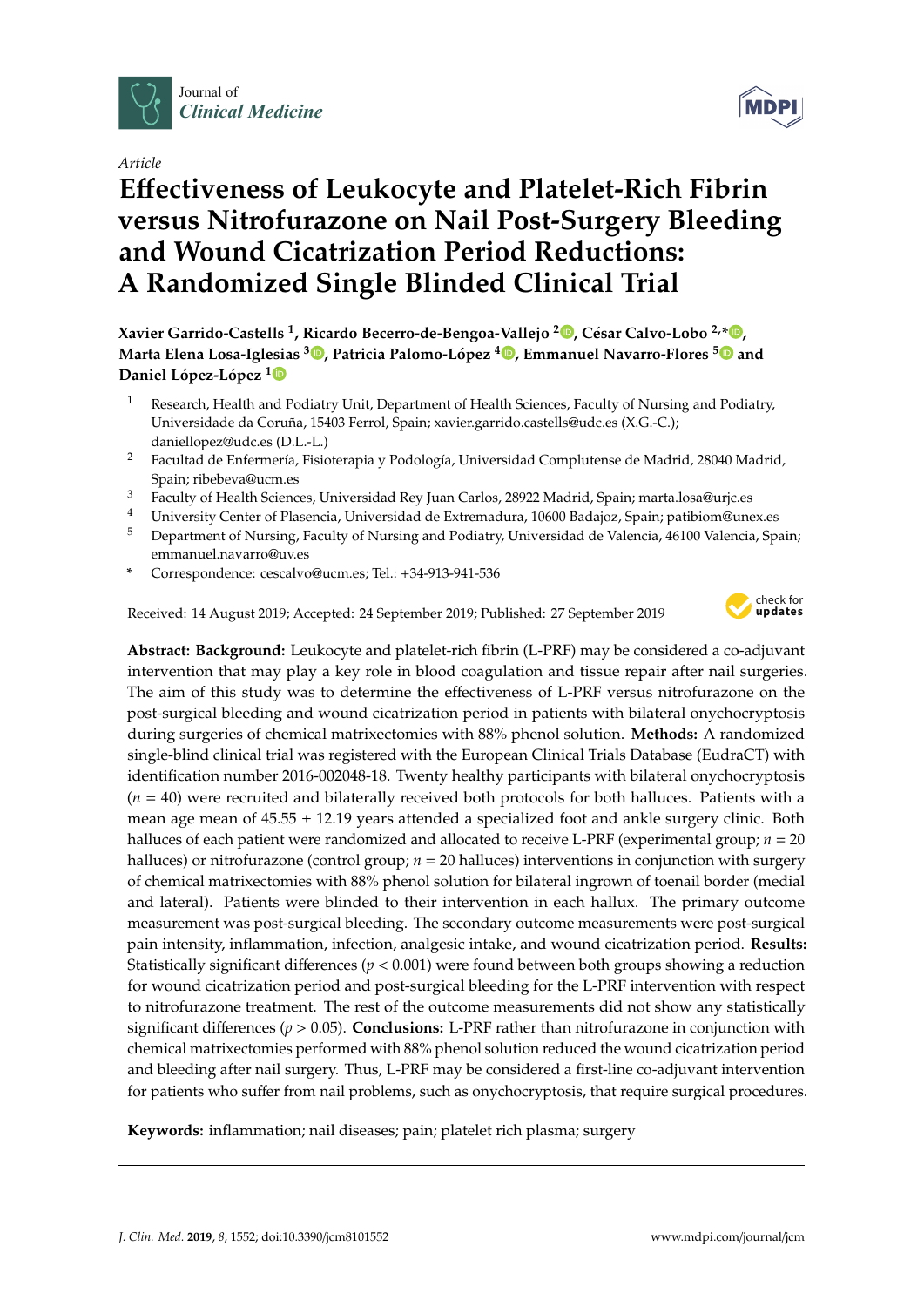Journal of *Clinical Medicine*

*Article*

# Effectiveness of Leukocyte and Platelet-Rich Fibrin versus Nitrofurazone on Nail Post-Surgery Bleeding and Wound Cicatrization Period Reductions: A Randomized Single Blinded Clinical Trial

**Xavier Garrido-Castells [1], Ricardo Becerro-de-Bengoa-Vallejo [2], César Calvo-Lobo [2,*], Marta Elena Losa-Iglesias [3], Patricia Palomo-López [4], Emmanuel Navarro-Flores [5] and Daniel López-López [1]**

1. Research, Health and Podiatry Unit, Department of Health Sciences, Faculty of Nursing and Podiatry, Universidade da Coruña, 15403 Ferrol, Spain; xavier.garrido.castells@udc.es (X.G.-C.); daniellopez@udc.es (D.L.-L.)
2. Facultad de Enfermería, Fisioterapia y Podología, Universidad Complutense de Madrid, 28040 Madrid, Spain; ribebeva@ucm.es
3. Faculty of Health Sciences, Universidad Rey Juan Carlos, 28922 Madrid, Spain; marta.losa@urjc.es
4. University Center of Plasencia, Universidad de Extremadura, 10600 Badajoz, Spain; patibiom@unex.es
5. Department of Nursing, Faculty of Nursing and Podiatry, Universidad de Valencia, 46100 Valencia, Spain; emmanuel.navarro@uv.es

\* Correspondence: cescalvo@ucm.es; Tel.: +34-913-941-536

Received: 14 August 2019; Accepted: 24 September 2019; Published: 27 September 2019

**Abstract: Background:** Leukocyte and platelet-rich fibrin (L-PRF) may be considered a co-adjuvant intervention that may play a key role in blood coagulation and tissue repair after nail surgeries. The aim of this study was to determine the effectiveness of L-PRF versus nitrofurazone on the post-surgical bleeding and wound cicatrization period in patients with bilateral onychocryptosis during surgeries of chemical matrixectomies with 88% phenol solution. **Methods:** A randomized single-blind clinical trial was registered with the European Clinical Trials Database (EudraCT) with identification number 2016-002048-18. Twenty healthy participants with bilateral onychocryptosis ($n$ = 40) were recruited and bilaterally received both protocols for both halluces. Patients with a mean age mean of 45.55 ± 12.19 years attended a specialized foot and ankle surgery clinic. Both halluces of each patient were randomized and allocated to receive L-PRF (experimental group; $n$ = 20 halluces) or nitrofurazone (control group; $n$ = 20 halluces) interventions in conjunction with surgery of chemical matrixectomies with 88% phenol solution for bilateral ingrown of toenail border (medial and lateral). Patients were blinded to their intervention in each hallux. The primary outcome measurement was post-surgical bleeding. The secondary outcome measurements were post-surgical pain intensity, inflammation, infection, analgesic intake, and wound cicatrization period. **Results:** Statistically significant differences ($p < 0.001$) were found between both groups showing a reduction for wound cicatrization period and post-surgical bleeding for the L-PRF intervention with respect to nitrofurazone treatment. The rest of the outcome measurements did not show any statistically significant differences ($p > 0.05$). **Conclusions:** L-PRF rather than nitrofurazone in conjunction with chemical matrixectomies performed with 88% phenol solution reduced the wound cicatrization period and bleeding after nail surgery. Thus, L-PRF may be considered a first-line co-adjuvant intervention for patients who suffer from nail problems, such as onychocryptosis, that require surgical procedures.

**Keywords:** inflammation; nail diseases; pain; platelet rich plasma; surgery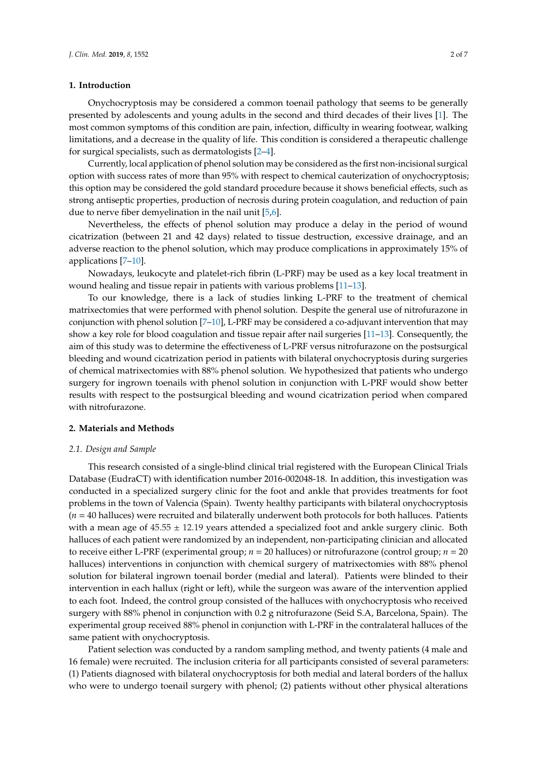## 1. Introduction

Onychocryptosis may be considered a common toenail pathology that seems to be generally presented by adolescents and young adults in the second and third decades of their lives [1]. The most common symptoms of this condition are pain, infection, difficulty in wearing footwear, walking limitations, and a decrease in the quality of life. This condition is considered a therapeutic challenge for surgical specialists, such as dermatologists [2–4].

Currently, local application of phenol solution may be considered as the first non-incisional surgical option with success rates of more than 95% with respect to chemical cauterization of onychocryptosis; this option may be considered the gold standard procedure because it shows beneficial effects, such as strong antiseptic properties, production of necrosis during protein coagulation, and reduction of pain due to nerve fiber demyelination in the nail unit [5,6].

Nevertheless, the effects of phenol solution may produce a delay in the period of wound cicatrization (between 21 and 42 days) related to tissue destruction, excessive drainage, and an adverse reaction to the phenol solution, which may produce complications in approximately 15% of applications [7–10].

Nowadays, leukocyte and platelet-rich fibrin (L-PRF) may be used as a key local treatment in wound healing and tissue repair in patients with various problems [11–13].

To our knowledge, there is a lack of studies linking L-PRF to the treatment of chemical matrixectomies that were performed with phenol solution. Despite the general use of nitrofurazone in conjunction with phenol solution [7–10], L-PRF may be considered a co-adjuvant intervention that may show a key role for blood coagulation and tissue repair after nail surgeries [11–13]. Consequently, the aim of this study was to determine the effectiveness of L-PRF versus nitrofurazone on the postsurgical bleeding and wound cicatrization period in patients with bilateral onychocryptosis during surgeries of chemical matrixectomies with 88% phenol solution. We hypothesized that patients who undergo surgery for ingrown toenails with phenol solution in conjunction with L-PRF would show better results with respect to the postsurgical bleeding and wound cicatrization period when compared with nitrofurazone.

## 2. Materials and Methods

### 2.1. Design and Sample

This research consisted of a single-blind clinical trial registered with the European Clinical Trials Database (EudraCT) with identification number 2016-002048-18. In addition, this investigation was conducted in a specialized surgery clinic for the foot and ankle that provides treatments for foot problems in the town of Valencia (Spain). Twenty healthy participants with bilateral onychocryptosis ($n$ = 40 halluces) were recruited and bilaterally underwent both protocols for both halluces. Patients with a mean age of 45.55 ± 12.19 years attended a specialized foot and ankle surgery clinic. Both halluces of each patient were randomized by an independent, non-participating clinician and allocated to receive either L-PRF (experimental group; $n$ = 20 halluces) or nitrofurazone (control group; $n$ = 20 halluces) interventions in conjunction with chemical surgery of matrixectomies with 88% phenol solution for bilateral ingrown toenail border (medial and lateral). Patients were blinded to their intervention in each hallux (right or left), while the surgeon was aware of the intervention applied to each foot. Indeed, the control group consisted of the halluces with onychocryptosis who received surgery with 88% phenol in conjunction with 0.2 g nitrofurazone (Seid S.A, Barcelona, Spain). The experimental group received 88% phenol in conjunction with L-PRF in the contralateral halluces of the same patient with onychocryptosis.

Patient selection was conducted by a random sampling method, and twenty patients (4 male and 16 female) were recruited. The inclusion criteria for all participants consisted of several parameters: (1) Patients diagnosed with bilateral onychocryptosis for both medial and lateral borders of the hallux who were to undergo toenail surgery with phenol; (2) patients without other physical alterations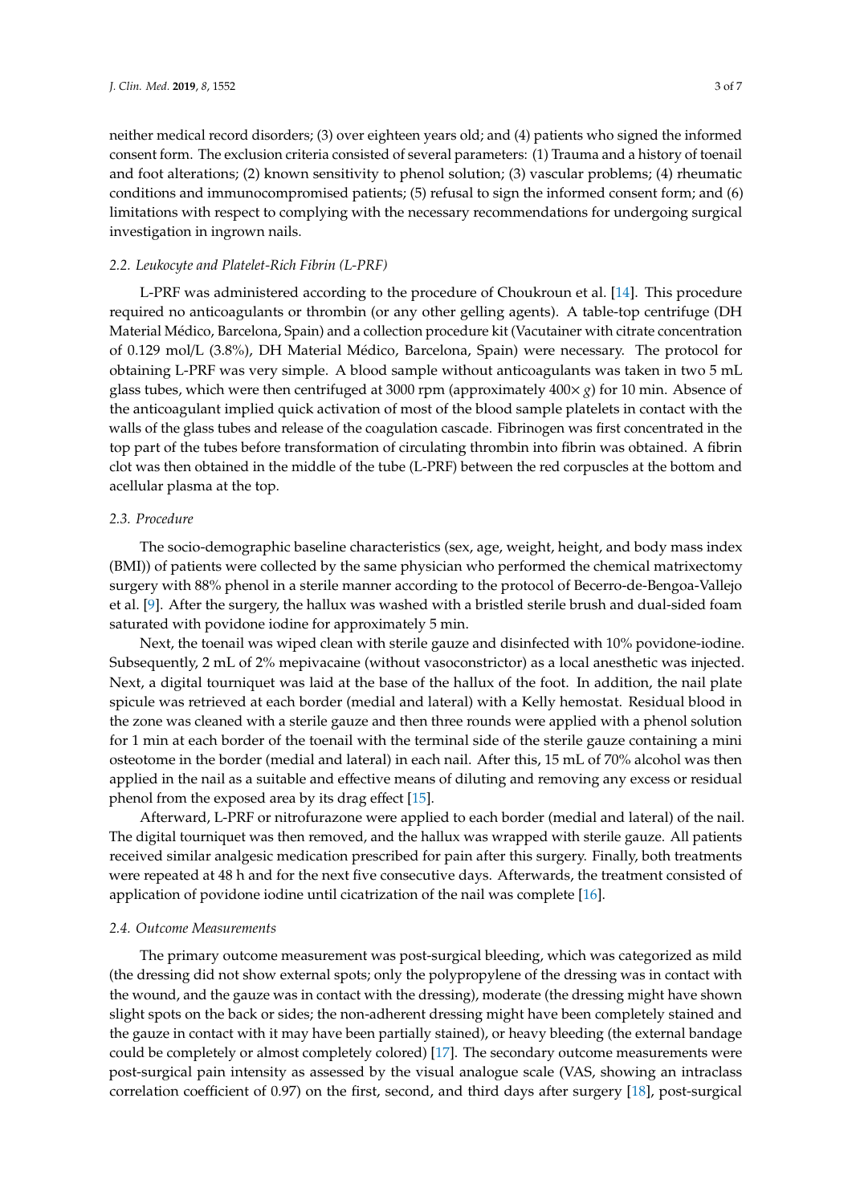neither medical record disorders; (3) over eighteen years old; and (4) patients who signed the informed consent form. The exclusion criteria consisted of several parameters: (1) Trauma and a history of toenail and foot alterations; (2) known sensitivity to phenol solution; (3) vascular problems; (4) rheumatic conditions and immunocompromised patients; (5) refusal to sign the informed consent form; and (6) limitations with respect to complying with the necessary recommendations for undergoing surgical investigation in ingrown nails.

### *2.2. Leukocyte and Platelet-Rich Fibrin (L-PRF)*

L-PRF was administered according to the procedure of Choukroun et al. [14]. This procedure required no anticoagulants or thrombin (or any other gelling agents). A table-top centrifuge (DH Material Médico, Barcelona, Spain) and a collection procedure kit (Vacutainer with citrate concentration of 0.129 mol/L (3.8%), DH Material Médico, Barcelona, Spain) were necessary. The protocol for obtaining L-PRF was very simple. A blood sample without anticoagulants was taken in two 5 mL glass tubes, which were then centrifuged at 3000 rpm (approximately 400× *g*) for 10 min. Absence of the anticoagulant implied quick activation of most of the blood sample platelets in contact with the walls of the glass tubes and release of the coagulation cascade. Fibrinogen was first concentrated in the top part of the tubes before transformation of circulating thrombin into fibrin was obtained. A fibrin clot was then obtained in the middle of the tube (L-PRF) between the red corpuscles at the bottom and acellular plasma at the top.

### *2.3. Procedure*

The socio-demographic baseline characteristics (sex, age, weight, height, and body mass index (BMI)) of patients were collected by the same physician who performed the chemical matrixectomy surgery with 88% phenol in a sterile manner according to the protocol of Becerro-de-Bengoa-Vallejo et al. [9]. After the surgery, the hallux was washed with a bristled sterile brush and dual-sided foam saturated with povidone iodine for approximately 5 min.

Next, the toenail was wiped clean with sterile gauze and disinfected with 10% povidone-iodine. Subsequently, 2 mL of 2% mepivacaine (without vasoconstrictor) as a local anesthetic was injected. Next, a digital tourniquet was laid at the base of the hallux of the foot. In addition, the nail plate spicule was retrieved at each border (medial and lateral) with a Kelly hemostat. Residual blood in the zone was cleaned with a sterile gauze and then three rounds were applied with a phenol solution for 1 min at each border of the toenail with the terminal side of the sterile gauze containing a mini osteotome in the border (medial and lateral) in each nail. After this, 15 mL of 70% alcohol was then applied in the nail as a suitable and effective means of diluting and removing any excess or residual phenol from the exposed area by its drag effect [15].

Afterward, L-PRF or nitrofurazone were applied to each border (medial and lateral) of the nail. The digital tourniquet was then removed, and the hallux was wrapped with sterile gauze. All patients received similar analgesic medication prescribed for pain after this surgery. Finally, both treatments were repeated at 48 h and for the next five consecutive days. Afterwards, the treatment consisted of application of povidone iodine until cicatrization of the nail was complete [16].

### *2.4. Outcome Measurements*

The primary outcome measurement was post-surgical bleeding, which was categorized as mild (the dressing did not show external spots; only the polypropylene of the dressing was in contact with the wound, and the gauze was in contact with the dressing), moderate (the dressing might have shown slight spots on the back or sides; the non-adherent dressing might have been completely stained and the gauze in contact with it may have been partially stained), or heavy bleeding (the external bandage could be completely or almost completely colored) [17]. The secondary outcome measurements were post-surgical pain intensity as assessed by the visual analogue scale (VAS, showing an intraclass correlation coefficient of 0.97) on the first, second, and third days after surgery [18], post-surgical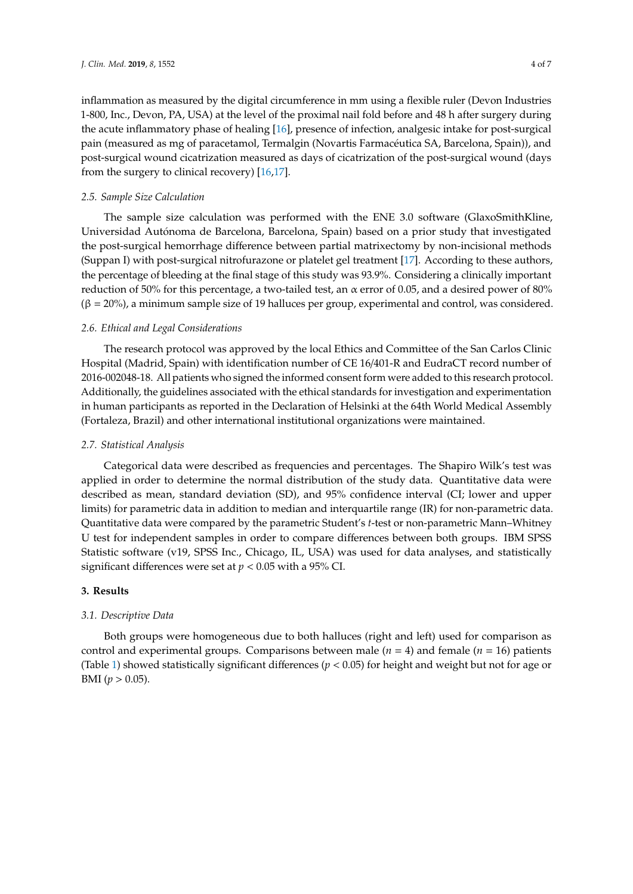inflammation as measured by the digital circumference in mm using a flexible ruler (Devon Industries 1-800, Inc., Devon, PA, USA) at the level of the proximal nail fold before and 48 h after surgery during the acute inflammatory phase of healing [16], presence of infection, analgesic intake for post-surgical pain (measured as mg of paracetamol, Termalgin (Novartis Farmacéutica SA, Barcelona, Spain)), and post-surgical wound cicatrization measured as days of cicatrization of the post-surgical wound (days from the surgery to clinical recovery) [16,17].

### *2.5. Sample Size Calculation*

The sample size calculation was performed with the ENE 3.0 software (GlaxoSmithKline, Universidad Autónoma de Barcelona, Barcelona, Spain) based on a prior study that investigated the post-surgical hemorrhage difference between partial matrixectomy by non-incisional methods (Suppan I) with post-surgical nitrofurazone or platelet gel treatment [17]. According to these authors, the percentage of bleeding at the final stage of this study was 93.9%. Considering a clinically important reduction of 50% for this percentage, a two-tailed test, an $\alpha$ error of 0.05, and a desired power of 80% ($\beta$ = 20%), a minimum sample size of 19 halluces per group, experimental and control, was considered.

### *2.6. Ethical and Legal Considerations*

The research protocol was approved by the local Ethics and Committee of the San Carlos Clinic Hospital (Madrid, Spain) with identification number of CE 16/401-R and EudraCT record number of 2016-002048-18. All patients who signed the informed consent form were added to this research protocol. Additionally, the guidelines associated with the ethical standards for investigation and experimentation in human participants as reported in the Declaration of Helsinki at the 64th World Medical Assembly (Fortaleza, Brazil) and other international institutional organizations were maintained.

### *2.7. Statistical Analysis*

Categorical data were described as frequencies and percentages. The Shapiro Wilk's test was applied in order to determine the normal distribution of the study data. Quantitative data were described as mean, standard deviation (SD), and 95% confidence interval (CI; lower and upper limits) for parametric data in addition to median and interquartile range (IR) for non-parametric data. Quantitative data were compared by the parametric Student's *t*-test or non-parametric Mann–Whitney U test for independent samples in order to compare differences between both groups. IBM SPSS Statistic software (v19, SPSS Inc., Chicago, IL, USA) was used for data analyses, and statistically significant differences were set at $p < 0.05$ with a 95% CI.

## 3. Results

### *3.1. Descriptive Data*

Both groups were homogeneous due to both halluces (right and left) used for comparison as control and experimental groups. Comparisons between male ($n = 4$) and female ($n = 16$) patients (Table 1) showed statistically significant differences ($p < 0.05$) for height and weight but not for age or BMI ($p > 0.05$).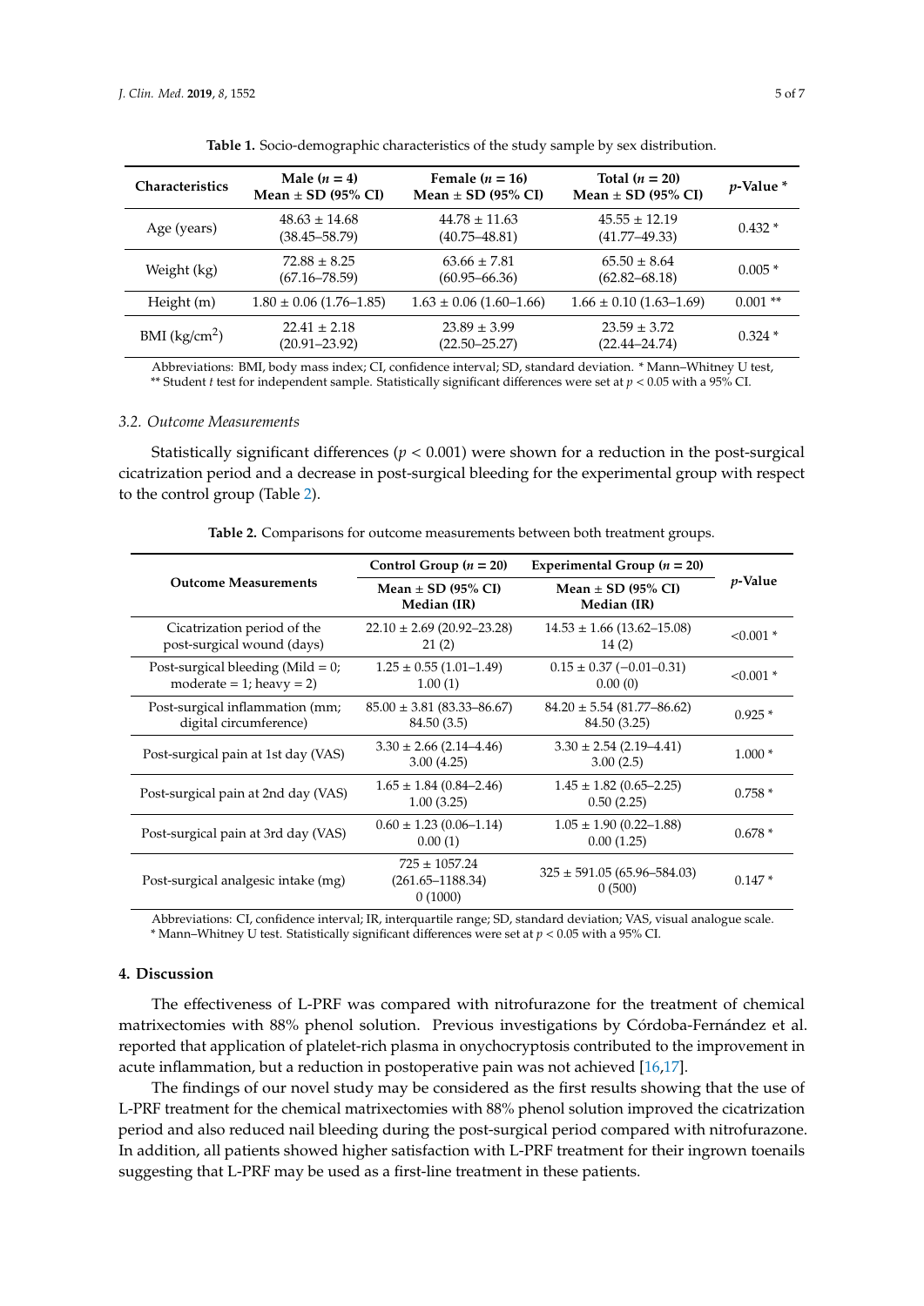**Table 1.** Socio-demographic characteristics of the study sample by sex distribution.

| Characteristics | Male ($n$ = 4) Mean ± SD (95% CI) | Female ($n$ = 16) Mean ± SD (95% CI) | Total ($n$ = 20) Mean ± SD (95% CI) | $p$-Value * |
|---|---|---|---|---|
| Age (years) | 48.63 ± 14.68 (38.45–58.79) | 44.78 ± 11.63 (40.75–48.81) | 45.55 ± 12.19 (41.77–49.33) | 0.432 * |
| Weight (kg) | 72.88 ± 8.25 (67.16–78.59) | 63.66 ± 7.81 (60.95–66.36) | 65.50 ± 8.64 (62.82–68.18) | 0.005 * |
| Height (m) | 1.80 ± 0.06 (1.76–1.85) | 1.63 ± 0.06 (1.60–1.66) | 1.66 ± 0.10 (1.63–1.69) | 0.001 ** |
| BMI (kg/cm$^2$) | 22.41 ± 2.18 (20.91–23.92) | 23.89 ± 3.99 (22.50–25.27) | 23.59 ± 3.72 (22.44–24.74) | 0.324 * |

Abbreviations: BMI, body mass index; CI, confidence interval; SD, standard deviation. * Mann–Whitney U test, ** Student $t$ test for independent sample. Statistically significant differences were set at $p < 0.05$ with a 95% CI.

### 3.2. Outcome Measurements

Statistically significant differences ($p < 0.001$) were shown for a reduction in the post-surgical cicatrization period and a decrease in post-surgical bleeding for the experimental group with respect to the control group (Table 2).

**Table 2.** Comparisons for outcome measurements between both treatment groups.

| Outcome Measurements | Control Group ($n$ = 20) Mean ± SD (95% CI) Median (IR) | Experimental Group ($n$ = 20) Mean ± SD (95% CI) Median (IR) | $p$-Value |
|---|---|---|---|
| Cicatrization period of the post-surgical wound (days) | 22.10 ± 2.69 (20.92–23.28) 21 (2) | 14.53 ± 1.66 (13.62–15.08) 14 (2) | <0.001 * |
| Post-surgical bleeding (Mild = 0; moderate = 1; heavy = 2) | 1.25 ± 0.55 (1.01–1.49) 1.00 (1) | 0.15 ± 0.37 (−0.01–0.31) 0.00 (0) | <0.001 * |
| Post-surgical inflammation (mm; digital circumference) | 85.00 ± 3.81 (83.33–86.67) 84.50 (3.5) | 84.20 ± 5.54 (81.77–86.62) 84.50 (3.25) | 0.925 * |
| Post-surgical pain at 1st day (VAS) | 3.30 ± 2.66 (2.14–4.46) 3.00 (4.25) | 3.30 ± 2.54 (2.19–4.41) 3.00 (2.5) | 1.000 * |
| Post-surgical pain at 2nd day (VAS) | 1.65 ± 1.84 (0.84–2.46) 1.00 (3.25) | 1.45 ± 1.82 (0.65–2.25) 0.50 (2.25) | 0.758 * |
| Post-surgical pain at 3rd day (VAS) | 0.60 ± 1.23 (0.06–1.14) 0.00 (1) | 1.05 ± 1.90 (0.22–1.88) 0.00 (1.25) | 0.678 * |
| Post-surgical analgesic intake (mg) | 725 ± 1057.24 (261.65–1188.34) 0 (1000) | 325 ± 591.05 (65.96–584.03) 0 (500) | 0.147 * |

Abbreviations: CI, confidence interval; IR, interquartile range; SD, standard deviation; VAS, visual analogue scale. * Mann–Whitney U test. Statistically significant differences were set at $p < 0.05$ with a 95% CI.

## 4. Discussion

The effectiveness of L-PRF was compared with nitrofurazone for the treatment of chemical matrixectomies with 88% phenol solution. Previous investigations by Córdoba-Fernández et al. reported that application of platelet-rich plasma in onychocryptosis contributed to the improvement in acute inflammation, but a reduction in postoperative pain was not achieved [16,17].

The findings of our novel study may be considered as the first results showing that the use of L-PRF treatment for the chemical matrixectomies with 88% phenol solution improved the cicatrization period and also reduced nail bleeding during the post-surgical period compared with nitrofurazone. In addition, all patients showed higher satisfaction with L-PRF treatment for their ingrown toenails suggesting that L-PRF may be used as a first-line treatment in these patients.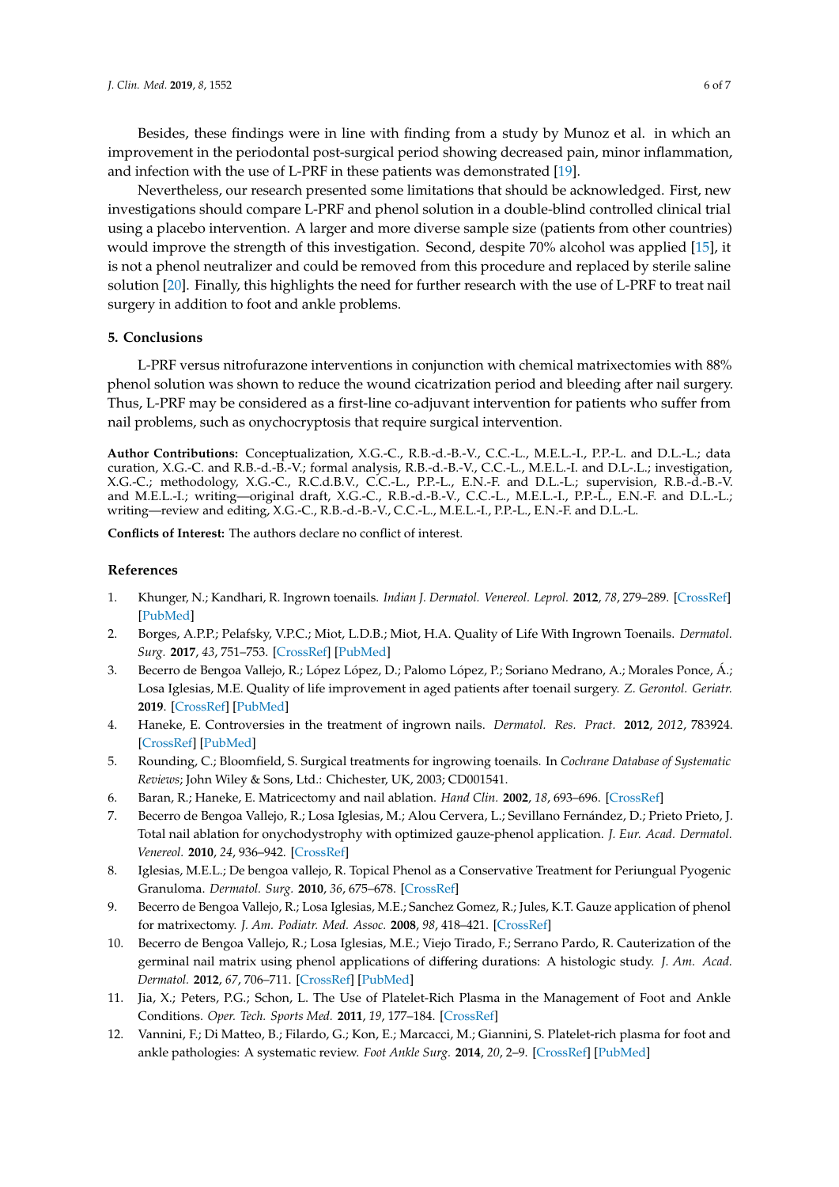Besides, these findings were in line with finding from a study by Munoz et al. in which an improvement in the periodontal post-surgical period showing decreased pain, minor inflammation, and infection with the use of L-PRF in these patients was demonstrated [19].

Nevertheless, our research presented some limitations that should be acknowledged. First, new investigations should compare L-PRF and phenol solution in a double-blind controlled clinical trial using a placebo intervention. A larger and more diverse sample size (patients from other countries) would improve the strength of this investigation. Second, despite 70% alcohol was applied [15], it is not a phenol neutralizer and could be removed from this procedure and replaced by sterile saline solution [20]. Finally, this highlights the need for further research with the use of L-PRF to treat nail surgery in addition to foot and ankle problems.

## 5. Conclusions

L-PRF versus nitrofurazone interventions in conjunction with chemical matrixectomies with 88% phenol solution was shown to reduce the wound cicatrization period and bleeding after nail surgery. Thus, L-PRF may be considered as a first-line co-adjuvant intervention for patients who suffer from nail problems, such as onychocryptosis that require surgical intervention.

**Author Contributions:** Conceptualization, X.G.-C., R.B.-d.-B.-V., C.C.-L., M.E.L.-I., P.P.-L. and D.L.-L.; data curation, X.G.-C. and R.B.-d.-B.-V.; formal analysis, R.B.-d.-B.-V., C.C.-L., M.E.L.-I. and D.L.-L.; investigation, X.G.-C.; methodology, X.G.-C., R.C.d.B.V., C.C.-L., P.P.-L., E.N.-F. and D.L.-L.; supervision, R.B.-d.-B.-V. and M.E.L.-I.; writing—original draft, X.G.-C., R.B.-d.-B.-V., C.C.-L., M.E.L.-I., P.P.-L., E.N.-F. and D.L.-L.; writing—review and editing, X.G.-C., R.B.-d.-B.-V., C.C.-L., M.E.L.-I., P.P.-L., E.N.-F. and D.L.-L.

**Conflicts of Interest:** The authors declare no conflict of interest.

## References

1. Khunger, N.; Kandhari, R. Ingrown toenails. *Indian J. Dermatol. Venereol. Leprol.* **2012**, *78*, 279–289. [CrossRef] [PubMed]
2. Borges, A.P.P.; Pelafsky, V.P.C.; Miot, L.D.B.; Miot, H.A. Quality of Life With Ingrown Toenails. *Dermatol. Surg.* **2017**, *43*, 751–753. [CrossRef] [PubMed]
3. Becerro de Bengoa Vallejo, R.; López López, D.; Palomo López, P.; Soriano Medrano, A.; Morales Ponce, Á.; Losa Iglesias, M.E. Quality of life improvement in aged patients after toenail surgery. *Z. Gerontol. Geriatr.* **2019**. [CrossRef] [PubMed]
4. Haneke, E. Controversies in the treatment of ingrown nails. *Dermatol. Res. Pract.* **2012**, *2012*, 783924. [CrossRef] [PubMed]
5. Rounding, C.; Bloomfield, S. Surgical treatments for ingrowing toenails. In *Cochrane Database of Systematic Reviews*; John Wiley & Sons, Ltd.: Chichester, UK, 2003; CD001541.
6. Baran, R.; Haneke, E. Matricectomy and nail ablation. *Hand Clin.* **2002**, *18*, 693–696. [CrossRef]
7. Becerro de Bengoa Vallejo, R.; Losa Iglesias, M.; Alou Cervera, L.; Sevillano Fernández, D.; Prieto Prieto, J. Total nail ablation for onychodystrophy with optimized gauze-phenol application. *J. Eur. Acad. Dermatol. Venereol.* **2010**, *24*, 936–942. [CrossRef]
8. Iglesias, M.E.L.; De bengoa vallejo, R. Topical Phenol as a Conservative Treatment for Periungual Pyogenic Granuloma. *Dermatol. Surg.* **2010**, *36*, 675–678. [CrossRef]
9. Becerro de Bengoa Vallejo, R.; Losa Iglesias, M.E.; Sanchez Gomez, R.; Jules, K.T. Gauze application of phenol for matrixectomy. *J. Am. Podiatr. Med. Assoc.* **2008**, *98*, 418–421. [CrossRef]
10. Becerro de Bengoa Vallejo, R.; Losa Iglesias, M.E.; Viejo Tirado, F.; Serrano Pardo, R. Cauterization of the germinal nail matrix using phenol applications of differing durations: A histologic study. *J. Am. Acad. Dermatol.* **2012**, *67*, 706–711. [CrossRef] [PubMed]
11. Jia, X.; Peters, P.G.; Schon, L. The Use of Platelet-Rich Plasma in the Management of Foot and Ankle Conditions. *Oper. Tech. Sports Med.* **2011**, *19*, 177–184. [CrossRef]
12. Vannini, F.; Di Matteo, B.; Filardo, G.; Kon, E.; Marcacci, M.; Giannini, S. Platelet-rich plasma for foot and ankle pathologies: A systematic review. *Foot Ankle Surg.* **2014**, *20*, 2–9. [CrossRef] [PubMed]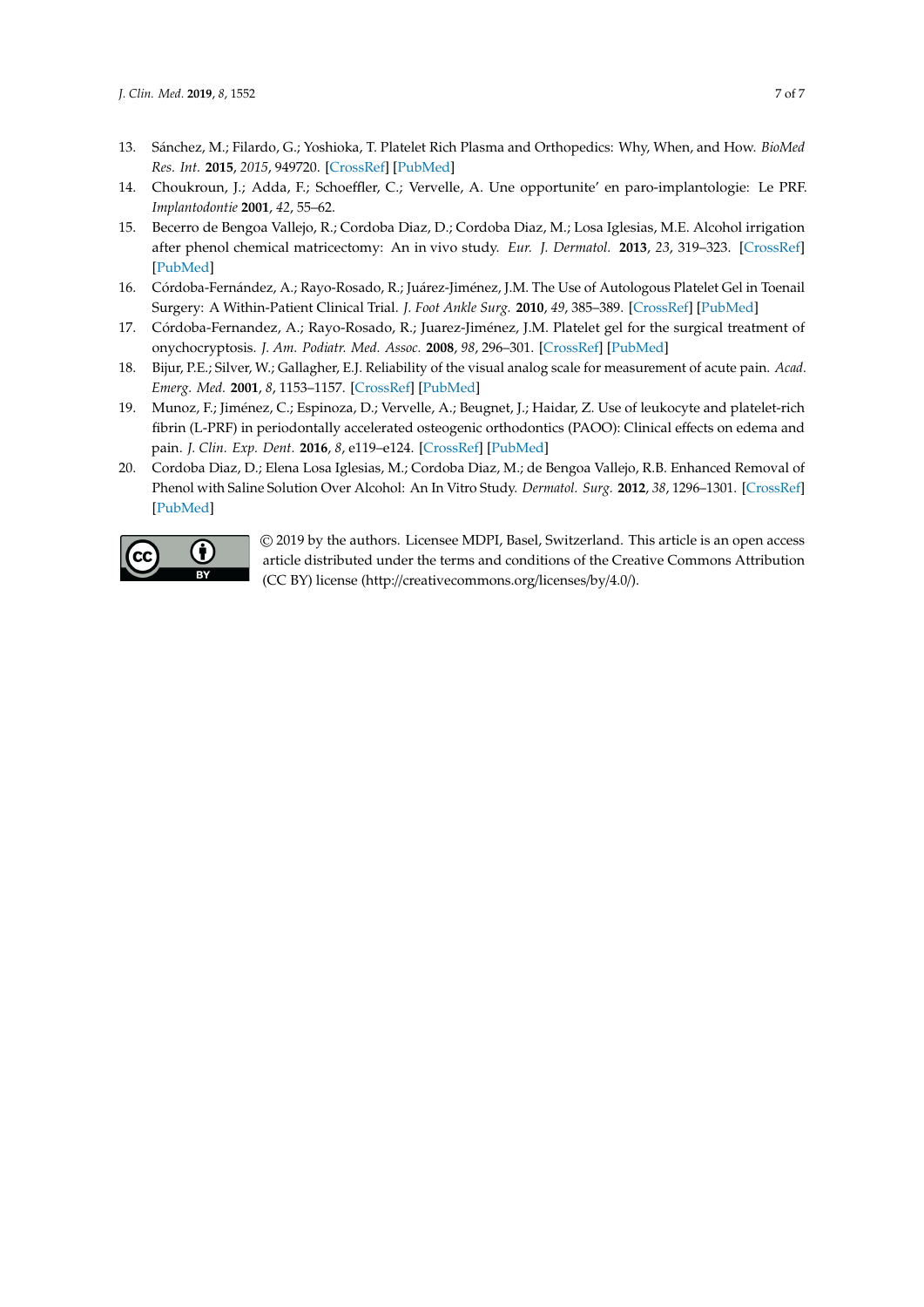13. Sánchez, M.; Filardo, G.; Yoshioka, T. Platelet Rich Plasma and Orthopedics: Why, When, and How. *BioMed Res. Int.* **2015**, *2015*, 949720. [CrossRef] [PubMed]
14. Choukroun, J.; Adda, F.; Schoeffler, C.; Vervelle, A. Une opportunite' en paro-implantologie: Le PRF. *Implantodontie* **2001**, *42*, 55–62.
15. Becerro de Bengoa Vallejo, R.; Cordoba Diaz, D.; Cordoba Diaz, M.; Losa Iglesias, M.E. Alcohol irrigation after phenol chemical matricectomy: An in vivo study. *Eur. J. Dermatol.* **2013**, *23*, 319–323. [CrossRef] [PubMed]
16. Córdoba-Fernández, A.; Rayo-Rosado, R.; Juárez-Jiménez, J.M. The Use of Autologous Platelet Gel in Toenail Surgery: A Within-Patient Clinical Trial. *J. Foot Ankle Surg.* **2010**, *49*, 385–389. [CrossRef] [PubMed]
17. Córdoba-Fernandez, A.; Rayo-Rosado, R.; Juarez-Jiménez, J.M. Platelet gel for the surgical treatment of onychocryptosis. *J. Am. Podiatr. Med. Assoc.* **2008**, *98*, 296–301. [CrossRef] [PubMed]
18. Bijur, P.E.; Silver, W.; Gallagher, E.J. Reliability of the visual analog scale for measurement of acute pain. *Acad. Emerg. Med.* **2001**, *8*, 1153–1157. [CrossRef] [PubMed]
19. Munoz, F.; Jiménez, C.; Espinoza, D.; Vervelle, A.; Beugnet, J.; Haidar, Z. Use of leukocyte and platelet-rich fibrin (L-PRF) in periodontally accelerated osteogenic orthodontics (PAOO): Clinical effects on edema and pain. *J. Clin. Exp. Dent.* **2016**, *8*, e119–e124. [CrossRef] [PubMed]
20. Cordoba Diaz, D.; Elena Losa Iglesias, M.; Cordoba Diaz, M.; de Bengoa Vallejo, R.B. Enhanced Removal of Phenol with Saline Solution Over Alcohol: An In Vitro Study. *Dermatol. Surg.* **2012**, *38*, 1296–1301. [CrossRef] [PubMed]

© 2019 by the authors. Licensee MDPI, Basel, Switzerland. This article is an open access article distributed under the terms and conditions of the Creative Commons Attribution (CC BY) license (http://creativecommons.org/licenses/by/4.0/).